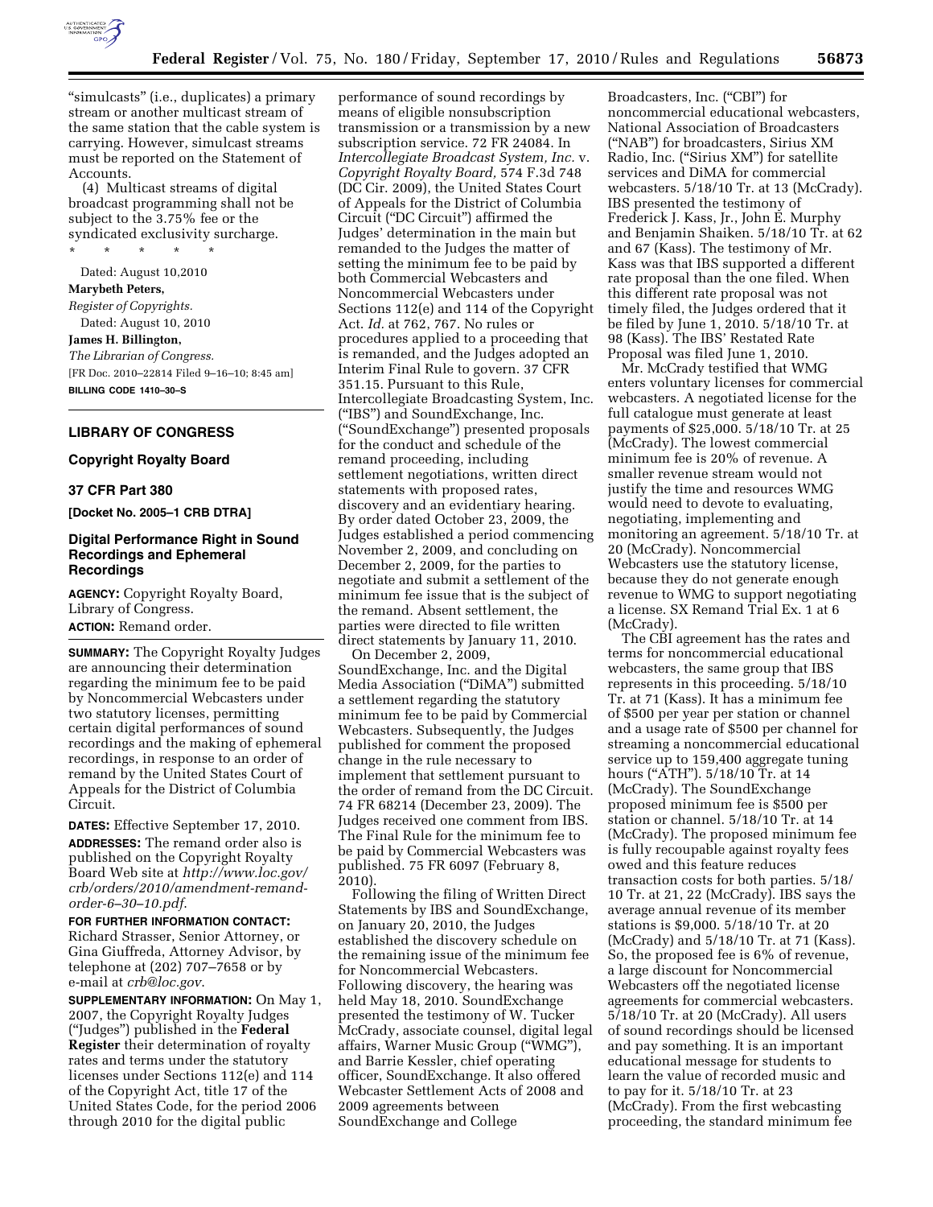"simulcasts" (i.e., duplicates) a primary stream or another multicast stream of the same station that the cable system is carrying. However, simulcast streams must be reported on the Statement of Accounts.

(4) Multicast streams of digital broadcast programming shall not be subject to the 3.75% fee or the syndicated exclusivity surcharge.

\* \* \* \* \*

Dated: August 10,2010

**Marybeth Peters,**

*Register of Copyrights.*

Dated: August 10, 2010

**James H. Billington,**

*The Librarian of Congress.*

[FR Doc. 2010–22814 Filed 9–16–10; 8:45 am]

**BILLING CODE 1410–30–S**

## LIBRARY OF CONGRESS

### Copyright Royalty Board

### 37 CFR Part 380

**[Docket No. 2005–1 CRB DTRA]**

### Digital Performance Right in Sound Recordings and Ephemeral Recordings

**AGENCY:** Copyright Royalty Board, Library of Congress.

**ACTION:** Remand order.

**SUMMARY:** The Copyright Royalty Judges are announcing their determination regarding the minimum fee to be paid by Noncommercial Webcasters under two statutory licenses, permitting certain digital performances of sound recordings and the making of ephemeral recordings, in response to an order of remand by the United States Court of Appeals for the District of Columbia Circuit.

**DATES:** Effective September 17, 2010.

**ADDRESSES:** The remand order also is published on the Copyright Royalty Board Web site at *http://www.loc.gov/crb/orders/2010/amendment-remand-order-6–30–10.pdf*.

**FOR FURTHER INFORMATION CONTACT:** Richard Strasser, Senior Attorney, or Gina Giuffreda, Attorney Advisor, by telephone at (202) 707–7658 or by e-mail at *crb@loc.gov*.

**SUPPLEMENTARY INFORMATION:** On May 1, 2007, the Copyright Royalty Judges ("Judges") published in the **Federal Register** their determination of royalty rates and terms under the statutory licenses under Sections 112(e) and 114 of the Copyright Act, title 17 of the United States Code, for the period 2006 through 2010 for the digital public performance of sound recordings by means of eligible nonsubscription transmission or a transmission by a new subscription service. 72 FR 24084. In *Intercollegiate Broadcast System, Inc.* v. *Copyright Royalty Board,* 574 F.3d 748 (DC Cir. 2009), the United States Court of Appeals for the District of Columbia Circuit ("DC Circuit") affirmed the Judges' determination in the main but remanded to the Judges the matter of setting the minimum fee to be paid by both Commercial Webcasters and Noncommercial Webcasters under Sections 112(e) and 114 of the Copyright Act. *Id.* at 762, 767. No rules or procedures applied to a proceeding that is remanded, and the Judges adopted an Interim Final Rule to govern. 37 CFR 351.15. Pursuant to this Rule, Intercollegiate Broadcasting System, Inc. ("IBS") and SoundExchange, Inc. ("SoundExchange") presented proposals for the conduct and schedule of the remand proceeding, including settlement negotiations, written direct statements with proposed rates, discovery and an evidentiary hearing. By order dated October 23, 2009, the Judges established a period commencing November 2, 2009, and concluding on December 2, 2009, for the parties to negotiate and submit a settlement of the minimum fee issue that is the subject of the remand. Absent settlement, the parties were directed to file written direct statements by January 11, 2010.

On December 2, 2009, SoundExchange, Inc. and the Digital Media Association ("DiMA") submitted a settlement regarding the statutory minimum fee to be paid by Commercial Webcasters. Subsequently, the Judges published for comment the proposed change in the rule necessary to implement that settlement pursuant to the order of remand from the DC Circuit. 74 FR 68214 (December 23, 2009). The Judges received one comment from IBS. The Final Rule for the minimum fee to be paid by Commercial Webcasters was published. 75 FR 6097 (February 8, 2010).

Following the filing of Written Direct Statements by IBS and SoundExchange, on January 20, 2010, the Judges established the discovery schedule on the remaining issue of the minimum fee for Noncommercial Webcasters. Following discovery, the hearing was held May 18, 2010. SoundExchange presented the testimony of W. Tucker McCrady, associate counsel, digital legal affairs, Warner Music Group ("WMG"), and Barrie Kessler, chief operating officer, SoundExchange. It also offered Webcaster Settlement Acts of 2008 and 2009 agreements between SoundExchange and College Broadcasters, Inc. ("CBI") for noncommercial educational webcasters, National Association of Broadcasters ("NAB") for broadcasters, Sirius XM Radio, Inc. ("Sirius XM") for satellite services and DiMA for commercial webcasters. 5/18/10 Tr. at 13 (McCrady). IBS presented the testimony of Frederick J. Kass, Jr., John E. Murphy and Benjamin Shaiken. 5/18/10 Tr. at 62 and 67 (Kass). The testimony of Mr. Kass was that IBS supported a different rate proposal than the one filed. When this different rate proposal was not timely filed, the Judges ordered that it be filed by June 1, 2010. 5/18/10 Tr. at 98 (Kass). The IBS' Restated Rate Proposal was filed June 1, 2010.

Mr. McCrady testified that WMG enters voluntary licenses for commercial webcasters. A negotiated license for the full catalogue must generate at least payments of $25,000. 5/18/10 Tr. at 25 (McCrady). The lowest commercial minimum fee is 20% of revenue. A smaller revenue stream would not justify the time and resources WMG would need to devote to evaluating, negotiating, implementing and monitoring an agreement. 5/18/10 Tr. at 20 (McCrady). Noncommercial Webcasters use the statutory license, because they do not generate enough revenue to WMG to support negotiating a license. SX Remand Trial Ex. 1 at 6 (McCrady).

The CBI agreement has the rates and terms for noncommercial educational webcasters, the same group that IBS represents in this proceeding. 5/18/10 Tr. at 71 (Kass). It has a minimum fee of $500 per year per station or channel and a usage rate of $500 per channel for streaming a noncommercial educational service up to 159,400 aggregate tuning hours ("ATH"). 5/18/10 Tr. at 14 (McCrady). The SoundExchange proposed minimum fee is $500 per station or channel. 5/18/10 Tr. at 14 (McCrady). The proposed minimum fee is fully recoupable against royalty fees owed and this feature reduces transaction costs for both parties. 5/18/10 Tr. at 21, 22 (McCrady). IBS says the average annual revenue of its member stations is $9,000. 5/18/10 Tr. at 20 (McCrady) and 5/18/10 Tr. at 71 (Kass). So, the proposed fee is 6% of revenue, a large discount for Noncommercial Webcasters off the negotiated license agreements for commercial webcasters. 5/18/10 Tr. at 20 (McCrady). All users of sound recordings should be licensed and pay something. It is an important educational message for students to learn the value of recorded music and to pay for it. 5/18/10 Tr. at 23 (McCrady). From the first webcasting proceeding, the standard minimum fee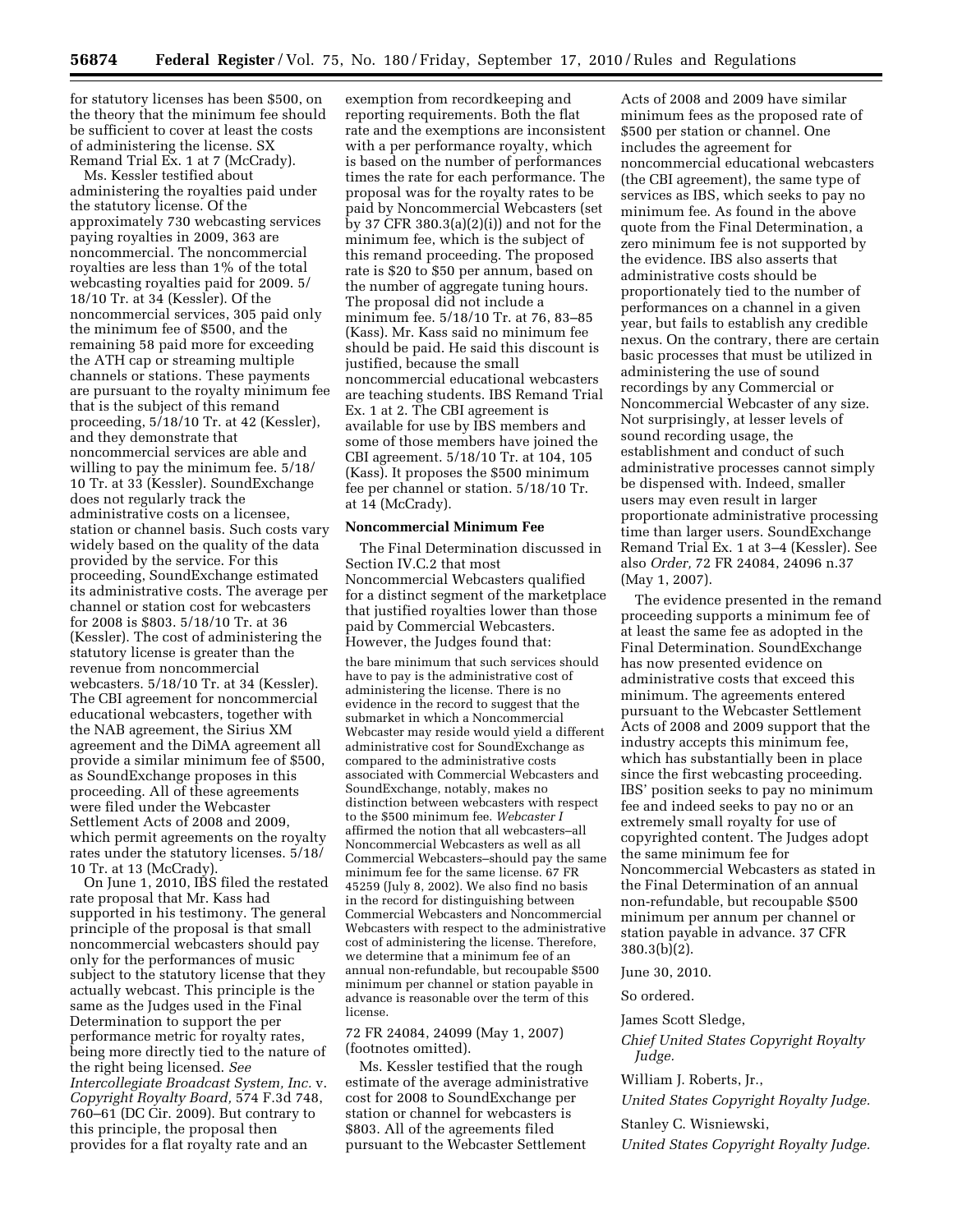for statutory licenses has been $500, on the theory that the minimum fee should be sufficient to cover at least the costs of administering the license. SX Remand Trial Ex. 1 at 7 (McCrady).

Ms. Kessler testified about administering the royalties paid under the statutory license. Of the approximately 730 webcasting services paying royalties in 2009, 363 are noncommercial. The noncommercial royalties are less than 1% of the total webcasting royalties paid for 2009. 5/18/10 Tr. at 34 (Kessler). Of the noncommercial services, 305 paid only the minimum fee of $500, and the remaining 58 paid more for exceeding the ATH cap or streaming multiple channels or stations. These payments are pursuant to the royalty minimum fee that is the subject of this remand proceeding, 5/18/10 Tr. at 42 (Kessler), and they demonstrate that noncommercial services are able and willing to pay the minimum fee. 5/18/10 Tr. at 33 (Kessler). SoundExchange does not regularly track the administrative costs on a licensee, station or channel basis. Such costs vary widely based on the quality of the data provided by the service. For this proceeding, SoundExchange estimated its administrative costs. The average per channel or station cost for webcasters for 2008 is $803. 5/18/10 Tr. at 36 (Kessler). The cost of administering the statutory license is greater than the revenue from noncommercial webcasters. 5/18/10 Tr. at 34 (Kessler). The CBI agreement for noncommercial educational webcasters, together with the NAB agreement, the Sirius XM agreement and the DiMA agreement all provide a similar minimum fee of $500, as SoundExchange proposes in this proceeding. All of these agreements were filed under the Webcaster Settlement Acts of 2008 and 2009, which permit agreements on the royalty rates under the statutory licenses. 5/18/10 Tr. at 13 (McCrady).

On June 1, 2010, IBS filed the restated rate proposal that Mr. Kass had supported in his testimony. The general principle of the proposal is that small noncommercial webcasters should pay only for the performances of music subject to the statutory license that they actually webcast. This principle is the same as the Judges used in the Final Determination to support the per performance metric for royalty rates, being more directly tied to the nature of the right being licensed. *See Intercollegiate Broadcast System, Inc.* v. *Copyright Royalty Board,* 574 F.3d 748, 760–61 (DC Cir. 2009). But contrary to this principle, the proposal then provides for a flat royalty rate and an exemption from recordkeeping and reporting requirements. Both the flat rate and the exemptions are inconsistent with a per performance royalty, which is based on the number of performances times the rate for each performance. The proposal was for the royalty rates to be paid by Noncommercial Webcasters (set by 37 CFR 380.3(a)(2)(i)) and not for the minimum fee, which is the subject of this remand proceeding. The proposed rate is $20 to $50 per annum, based on the number of aggregate tuning hours. The proposal did not include a minimum fee. 5/18/10 Tr. at 76, 83–85 (Kass). Mr. Kass said no minimum fee should be paid. He said this discount is justified, because the small noncommercial educational webcasters are teaching students. IBS Remand Trial Ex. 1 at 2. The CBI agreement is available for use by IBS members and some of those members have joined the CBI agreement. 5/18/10 Tr. at 104, 105 (Kass). It proposes the $500 minimum fee per channel or station. 5/18/10 Tr. at 14 (McCrady).

### Noncommercial Minimum Fee

The Final Determination discussed in Section IV.C.2 that most Noncommercial Webcasters qualified for a distinct segment of the marketplace that justified royalties lower than those paid by Commercial Webcasters. However, the Judges found that:

> the bare minimum that such services should have to pay is the administrative cost of administering the license. There is no evidence in the record to suggest that the submarket in which a Noncommercial Webcaster may reside would yield a different administrative cost for SoundExchange as compared to the administrative costs associated with Commercial Webcasters and SoundExchange, notably, makes no distinction between webcasters with respect to the $500 minimum fee. *Webcaster I* affirmed the notion that all webcasters–all Noncommercial Webcasters as well as all Commercial Webcasters–should pay the same minimum fee for the same license. 67 FR 45259 (July 8, 2002). We also find no basis in the record for distinguishing between Commercial Webcasters and Noncommercial Webcasters with respect to the administrative cost of administering the license. Therefore, we determine that a minimum fee of an annual non-refundable, but recoupable $500 minimum per channel or station payable in advance is reasonable over the term of this license.

72 FR 24084, 24099 (May 1, 2007) (footnotes omitted).

Ms. Kessler testified that the rough estimate of the average administrative cost for 2008 to SoundExchange per station or channel for webcasters is $803. All of the agreements filed pursuant to the Webcaster Settlement Acts of 2008 and 2009 have similar minimum fees as the proposed rate of $500 per station or channel. One includes the agreement for noncommercial educational webcasters (the CBI agreement), the same type of services as IBS, which seeks to pay no minimum fee. As found in the above quote from the Final Determination, a zero minimum fee is not supported by the evidence. IBS also asserts that administrative costs should be proportionately tied to the number of performances on a channel in a given year, but fails to establish any credible nexus. On the contrary, there are certain basic processes that must be utilized in administering the use of sound recordings by any Commercial or Noncommercial Webcaster of any size. Not surprisingly, at lesser levels of sound recording usage, the establishment and conduct of such administrative processes cannot simply be dispensed with. Indeed, smaller users may even result in larger proportionate administrative processing time than larger users. SoundExchange Remand Trial Ex. 1 at 3–4 (Kessler). See also *Order,* 72 FR 24084, 24096 n.37 (May 1, 2007).

The evidence presented in the remand proceeding supports a minimum fee of at least the same fee as adopted in the Final Determination. SoundExchange has now presented evidence on administrative costs that exceed this minimum. The agreements entered pursuant to the Webcaster Settlement Acts of 2008 and 2009 support that the industry accepts this minimum fee, which has substantially been in place since the first webcasting proceeding. IBS' position seeks to pay no minimum fee and indeed seeks to pay no or an extremely small royalty for use of copyrighted content. The Judges adopt the same minimum fee for Noncommercial Webcasters as stated in the Final Determination of an annual non-refundable, but recoupable $500 minimum per annum per channel or station payable in advance. 37 CFR 380.3(b)(2).

June 30, 2010.

So ordered.

James Scott Sledge,

*Chief United States Copyright Royalty Judge.*

William J. Roberts, Jr.,

*United States Copyright Royalty Judge.*

Stanley C. Wisniewski,

*United States Copyright Royalty Judge.*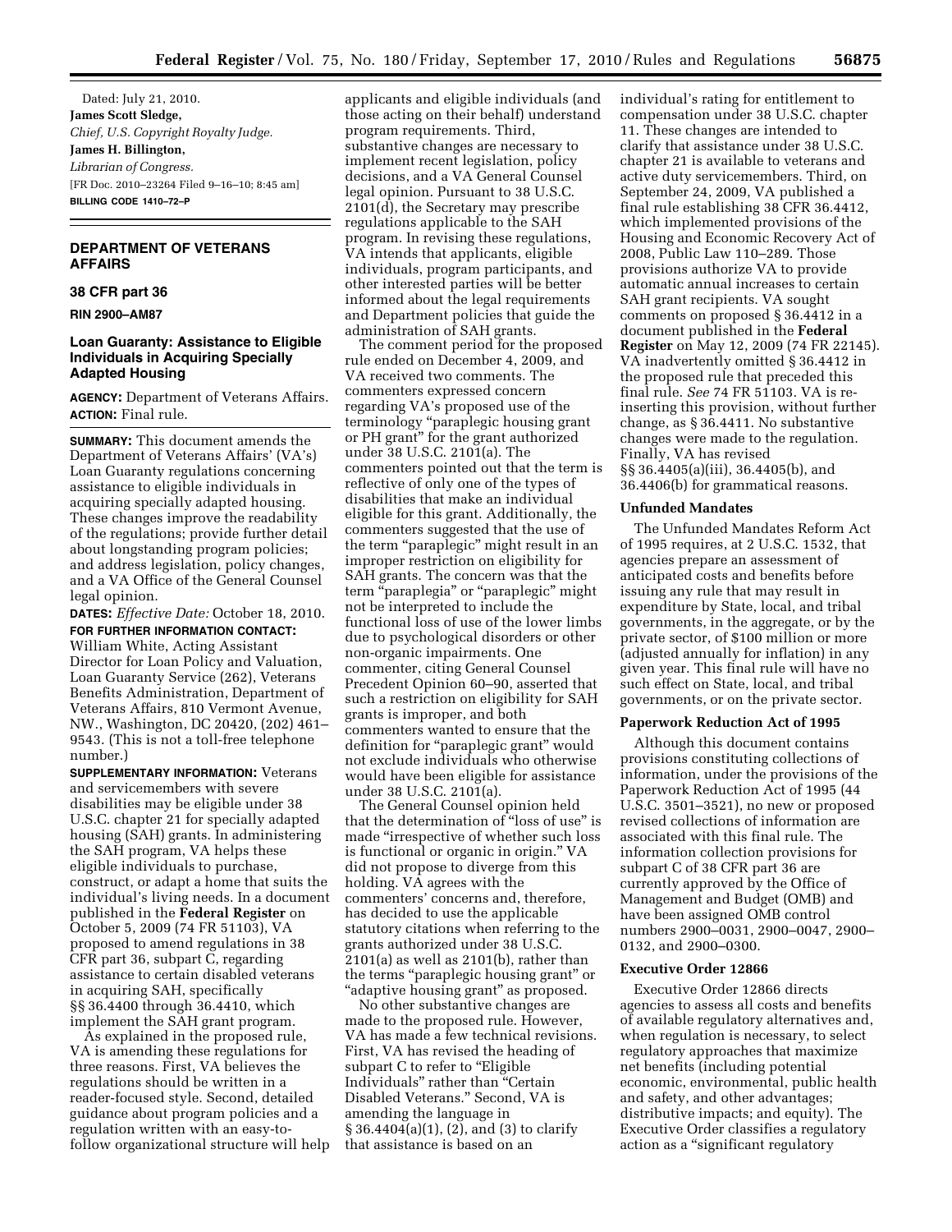Dated: July 21, 2010.

**James Scott Sledge,**

*Chief, U.S. Copyright Royalty Judge.*

**James H. Billington,**

*Librarian of Congress.*

[FR Doc. 2010–23264 Filed 9–16–10; 8:45 am]

**BILLING CODE 1410–72–P**

## DEPARTMENT OF VETERANS AFFAIRS

### 38 CFR part 36

**RIN 2900–AM87**

### Loan Guaranty: Assistance to Eligible Individuals in Acquiring Specially Adapted Housing

**AGENCY:** Department of Veterans Affairs.

**ACTION:** Final rule.

**SUMMARY:** This document amends the Department of Veterans Affairs' (VA's) Loan Guaranty regulations concerning assistance to eligible individuals in acquiring specially adapted housing. These changes improve the readability of the regulations; provide further detail about longstanding program policies; and address legislation, policy changes, and a VA Office of the General Counsel legal opinion.

**DATES:** *Effective Date:* October 18, 2010.

**FOR FURTHER INFORMATION CONTACT:** William White, Acting Assistant Director for Loan Policy and Valuation, Loan Guaranty Service (262), Veterans Benefits Administration, Department of Veterans Affairs, 810 Vermont Avenue, NW., Washington, DC 20420, (202) 461–9543. (This is not a toll-free telephone number.)

**SUPPLEMENTARY INFORMATION:** Veterans and servicemembers with severe disabilities may be eligible under 38 U.S.C. chapter 21 for specially adapted housing (SAH) grants. In administering the SAH program, VA helps these eligible individuals to purchase, construct, or adapt a home that suits the individual's living needs. In a document published in the **Federal Register** on October 5, 2009 (74 FR 51103), VA proposed to amend regulations in 38 CFR part 36, subpart C, regarding assistance to certain disabled veterans in acquiring SAH, specifically §§ 36.4400 through 36.4410, which implement the SAH grant program.

As explained in the proposed rule, VA is amending these regulations for three reasons. First, VA believes the regulations should be written in a reader-focused style. Second, detailed guidance about program policies and a regulation written with an easy-to-follow organizational structure will help applicants and eligible individuals (and those acting on their behalf) understand program requirements. Third, substantive changes are necessary to implement recent legislation, policy decisions, and a VA General Counsel legal opinion. Pursuant to 38 U.S.C. 2101(d), the Secretary may prescribe regulations applicable to the SAH program. In revising these regulations, VA intends that applicants, eligible individuals, program participants, and other interested parties will be better informed about the legal requirements and Department policies that guide the administration of SAH grants.

The comment period for the proposed rule ended on December 4, 2009, and VA received two comments. The commenters expressed concern regarding VA's proposed use of the terminology "paraplegic housing grant or PH grant" for the grant authorized under 38 U.S.C. 2101(a). The commenters pointed out that the term is reflective of only one of the types of disabilities that make an individual eligible for this grant. Additionally, the commenters suggested that the use of the term "paraplegic" might result in an improper restriction on eligibility for SAH grants. The concern was that the term "paraplegia" or "paraplegic" might not be interpreted to include the functional loss of use of the lower limbs due to psychological disorders or other non-organic impairments. One commenter, citing General Counsel Precedent Opinion 60–90, asserted that such a restriction on eligibility for SAH grants is improper, and both commenters wanted to ensure that the definition for "paraplegic grant" would not exclude individuals who otherwise would have been eligible for assistance under 38 U.S.C. 2101(a).

The General Counsel opinion held that the determination of "loss of use" is made "irrespective of whether such loss is functional or organic in origin." VA did not propose to diverge from this holding. VA agrees with the commenters' concerns and, therefore, has decided to use the applicable statutory citations when referring to the grants authorized under 38 U.S.C. 2101(a) as well as 2101(b), rather than the terms "paraplegic housing grant" or "adaptive housing grant" as proposed.

No other substantive changes are made to the proposed rule. However, VA has made a few technical revisions. First, VA has revised the heading of subpart C to refer to "Eligible Individuals" rather than "Certain Disabled Veterans." Second, VA is amending the language in § 36.4404(a)(1), (2), and (3) to clarify that assistance is based on an individual's rating for entitlement to compensation under 38 U.S.C. chapter 11. These changes are intended to clarify that assistance under 38 U.S.C. chapter 21 is available to veterans and active duty servicemembers. Third, on September 24, 2009, VA published a final rule establishing 38 CFR 36.4412, which implemented provisions of the Housing and Economic Recovery Act of 2008, Public Law 110–289. Those provisions authorize VA to provide automatic annual increases to certain SAH grant recipients. VA sought comments on proposed § 36.4412 in a document published in the **Federal Register** on May 12, 2009 (74 FR 22145). VA inadvertently omitted § 36.4412 in the proposed rule that preceded this final rule. *See* 74 FR 51103. VA is re-inserting this provision, without further change, as § 36.4411. No substantive changes were made to the regulation. Finally, VA has revised §§ 36.4405(a)(iii), 36.4405(b), and 36.4406(b) for grammatical reasons.

### Unfunded Mandates

The Unfunded Mandates Reform Act of 1995 requires, at 2 U.S.C. 1532, that agencies prepare an assessment of anticipated costs and benefits before issuing any rule that may result in expenditure by State, local, and tribal governments, in the aggregate, or by the private sector, of $100 million or more (adjusted annually for inflation) in any given year. This final rule will have no such effect on State, local, and tribal governments, or on the private sector.

### Paperwork Reduction Act of 1995

Although this document contains provisions constituting collections of information, under the provisions of the Paperwork Reduction Act of 1995 (44 U.S.C. 3501–3521), no new or proposed revised collections of information are associated with this final rule. The information collection provisions for subpart C of 38 CFR part 36 are currently approved by the Office of Management and Budget (OMB) and have been assigned OMB control numbers 2900–0031, 2900–0047, 2900–0132, and 2900–0300.

### Executive Order 12866

Executive Order 12866 directs agencies to assess all costs and benefits of available regulatory alternatives and, when regulation is necessary, to select regulatory approaches that maximize net benefits (including potential economic, environmental, public health and safety, and other advantages; distributive impacts; and equity). The Executive Order classifies a regulatory action as a "significant regulatory